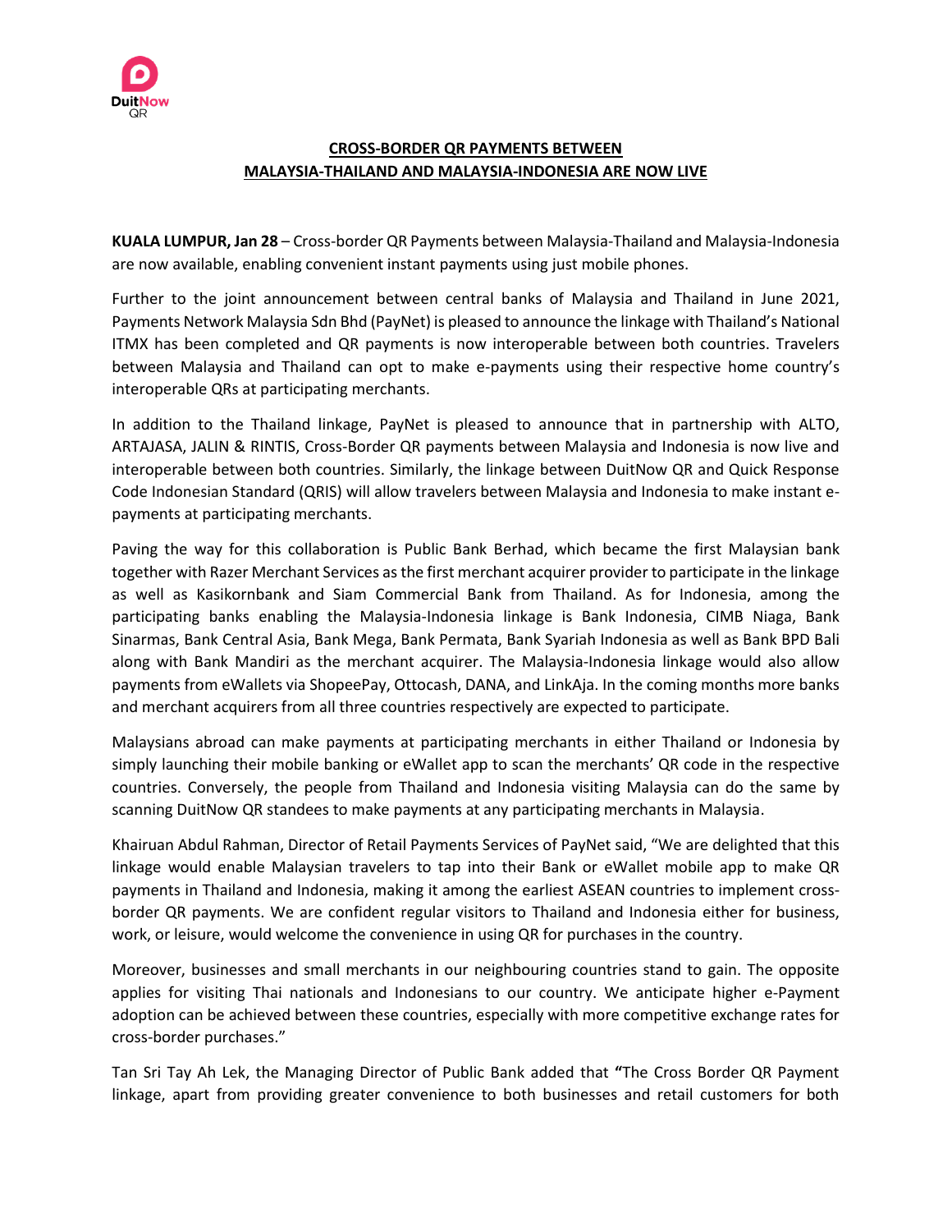**CROSS-BORDER QR PAYMENTS BETWEEN MALAYSIA-THAILAND AND MALAYSIA-INDONESIA ARE NOW LIVE**

**KUALA LUMPUR, Jan 28** – Cross-border QR Payments between Malaysia-Thailand and Malaysia-Indonesia are now available, enabling convenient instant payments using just mobile phones.

Further to the joint announcement between central banks of Malaysia and Thailand in June 2021, Payments Network Malaysia Sdn Bhd (PayNet) is pleased to announce the linkage with Thailand's National ITMX has been completed and QR payments is now interoperable between both countries. Travelers between Malaysia and Thailand can opt to make e-payments using their respective home country's interoperable QRs at participating merchants.

In addition to the Thailand linkage, PayNet is pleased to announce that in partnership with ALTO, ARTAJASA, JALIN & RINTIS, Cross-Border QR payments between Malaysia and Indonesia is now live and interoperable between both countries. Similarly, the linkage between DuitNow QR and Quick Response Code Indonesian Standard (QRIS) will allow travelers between Malaysia and Indonesia to make instant e-payments at participating merchants.

Paving the way for this collaboration is Public Bank Berhad, which became the first Malaysian bank together with Razer Merchant Services as the first merchant acquirer provider to participate in the linkage as well as Kasikornbank and Siam Commercial Bank from Thailand. As for Indonesia, among the participating banks enabling the Malaysia-Indonesia linkage is Bank Indonesia, CIMB Niaga, Bank Sinarmas, Bank Central Asia, Bank Mega, Bank Permata, Bank Syariah Indonesia as well as Bank BPD Bali along with Bank Mandiri as the merchant acquirer. The Malaysia-Indonesia linkage would also allow payments from eWallets via ShopeePay, Ottocash, DANA, and LinkAja. In the coming months more banks and merchant acquirers from all three countries respectively are expected to participate.

Malaysians abroad can make payments at participating merchants in either Thailand or Indonesia by simply launching their mobile banking or eWallet app to scan the merchants' QR code in the respective countries. Conversely, the people from Thailand and Indonesia visiting Malaysia can do the same by scanning DuitNow QR standees to make payments at any participating merchants in Malaysia.

Khairuan Abdul Rahman, Director of Retail Payments Services of PayNet said, "We are delighted that this linkage would enable Malaysian travelers to tap into their Bank or eWallet mobile app to make QR payments in Thailand and Indonesia, making it among the earliest ASEAN countries to implement cross-border QR payments. We are confident regular visitors to Thailand and Indonesia either for business, work, or leisure, would welcome the convenience in using QR for purchases in the country.

Moreover, businesses and small merchants in our neighbouring countries stand to gain. The opposite applies for visiting Thai nationals and Indonesians to our country. We anticipate higher e-Payment adoption can be achieved between these countries, especially with more competitive exchange rates for cross-border purchases."

Tan Sri Tay Ah Lek, the Managing Director of Public Bank added that **"**The Cross Border QR Payment linkage, apart from providing greater convenience to both businesses and retail customers for both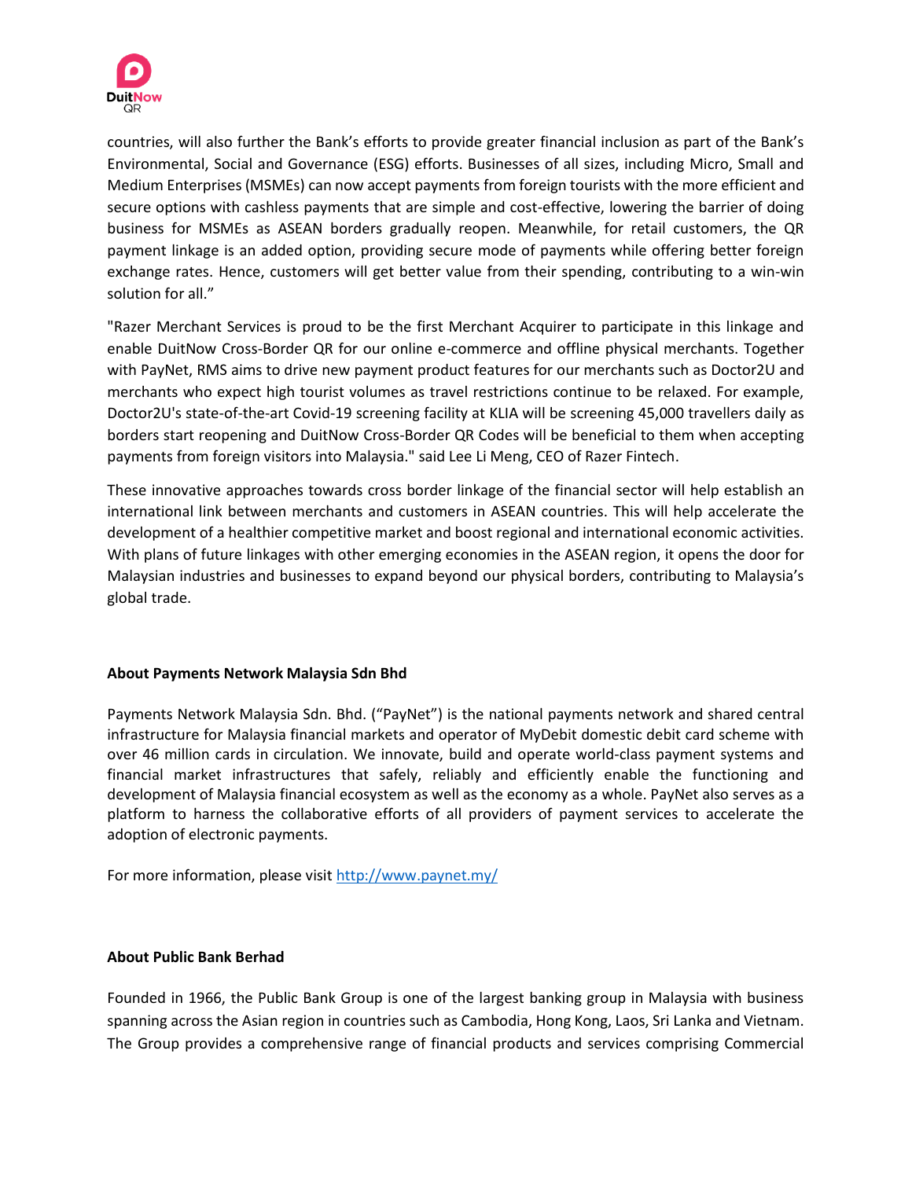countries, will also further the Bank's efforts to provide greater financial inclusion as part of the Bank's Environmental, Social and Governance (ESG) efforts. Businesses of all sizes, including Micro, Small and Medium Enterprises (MSMEs) can now accept payments from foreign tourists with the more efficient and secure options with cashless payments that are simple and cost-effective, lowering the barrier of doing business for MSMEs as ASEAN borders gradually reopen. Meanwhile, for retail customers, the QR payment linkage is an added option, providing secure mode of payments while offering better foreign exchange rates. Hence, customers will get better value from their spending, contributing to a win-win solution for all."

"Razer Merchant Services is proud to be the first Merchant Acquirer to participate in this linkage and enable DuitNow Cross-Border QR for our online e-commerce and offline physical merchants. Together with PayNet, RMS aims to drive new payment product features for our merchants such as Doctor2U and merchants who expect high tourist volumes as travel restrictions continue to be relaxed. For example, Doctor2U's state-of-the-art Covid-19 screening facility at KLIA will be screening 45,000 travellers daily as borders start reopening and DuitNow Cross-Border QR Codes will be beneficial to them when accepting payments from foreign visitors into Malaysia." said Lee Li Meng, CEO of Razer Fintech.

These innovative approaches towards cross border linkage of the financial sector will help establish an international link between merchants and customers in ASEAN countries. This will help accelerate the development of a healthier competitive market and boost regional and international economic activities. With plans of future linkages with other emerging economies in the ASEAN region, it opens the door for Malaysian industries and businesses to expand beyond our physical borders, contributing to Malaysia's global trade.

**About Payments Network Malaysia Sdn Bhd**

Payments Network Malaysia Sdn. Bhd. ("PayNet") is the national payments network and shared central infrastructure for Malaysia financial markets and operator of MyDebit domestic debit card scheme with over 46 million cards in circulation. We innovate, build and operate world-class payment systems and financial market infrastructures that safely, reliably and efficiently enable the functioning and development of Malaysia financial ecosystem as well as the economy as a whole. PayNet also serves as a platform to harness the collaborative efforts of all providers of payment services to accelerate the adoption of electronic payments.

For more information, please visit [http://www.paynet.my/](http://www.paynet.my/)

**About Public Bank Berhad**

Founded in 1966, the Public Bank Group is one of the largest banking group in Malaysia with business spanning across the Asian region in countries such as Cambodia, Hong Kong, Laos, Sri Lanka and Vietnam. The Group provides a comprehensive range of financial products and services comprising Commercial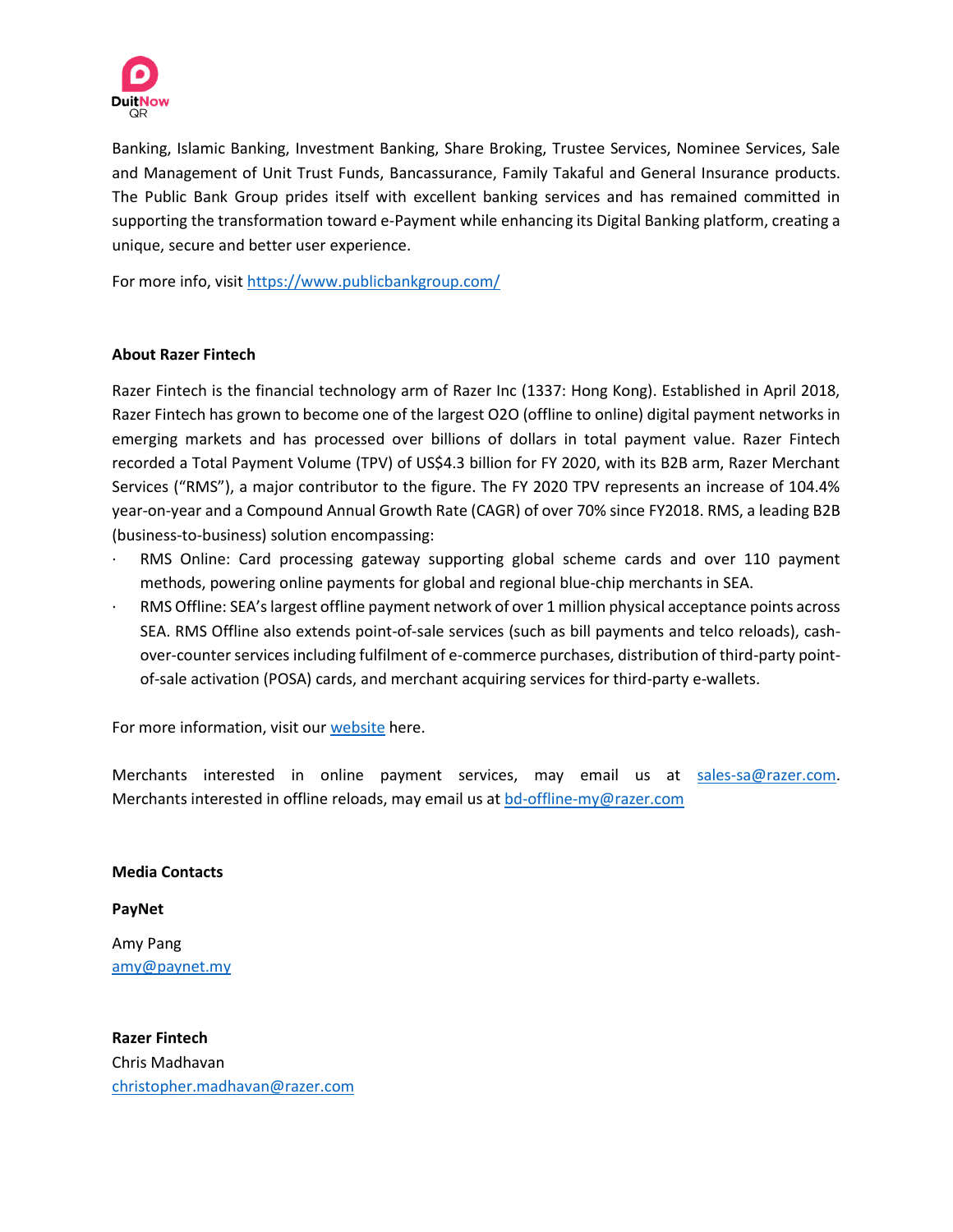Banking, Islamic Banking, Investment Banking, Share Broking, Trustee Services, Nominee Services, Sale and Management of Unit Trust Funds, Bancassurance, Family Takaful and General Insurance products. The Public Bank Group prides itself with excellent banking services and has remained committed in supporting the transformation toward e-Payment while enhancing its Digital Banking platform, creating a unique, secure and better user experience.

For more info, visit https://www.publicbankgroup.com/

**About Razer Fintech**

Razer Fintech is the financial technology arm of Razer Inc (1337: Hong Kong). Established in April 2018, Razer Fintech has grown to become one of the largest O2O (offline to online) digital payment networks in emerging markets and has processed over billions of dollars in total payment value. Razer Fintech recorded a Total Payment Volume (TPV) of US$4.3 billion for FY 2020, with its B2B arm, Razer Merchant Services ("RMS"), a major contributor to the figure. The FY 2020 TPV represents an increase of 104.4% year-on-year and a Compound Annual Growth Rate (CAGR) of over 70% since FY2018. RMS, a leading B2B (business-to-business) solution encompassing:

- RMS Online: Card processing gateway supporting global scheme cards and over 110 payment methods, powering online payments for global and regional blue-chip merchants in SEA.
- RMS Offline: SEA's largest offline payment network of over 1 million physical acceptance points across SEA. RMS Offline also extends point-of-sale services (such as bill payments and telco reloads), cash-over-counter services including fulfilment of e-commerce purchases, distribution of third-party point-of-sale activation (POSA) cards, and merchant acquiring services for third-party e-wallets.

For more information, visit our website here.

Merchants interested in online payment services, may email us at sales-sa@razer.com. Merchants interested in offline reloads, may email us at bd-offline-my@razer.com

**Media Contacts**

**PayNet**

Amy Pang
amy@paynet.my

**Razer Fintech**
Chris Madhavan
christopher.madhavan@razer.com